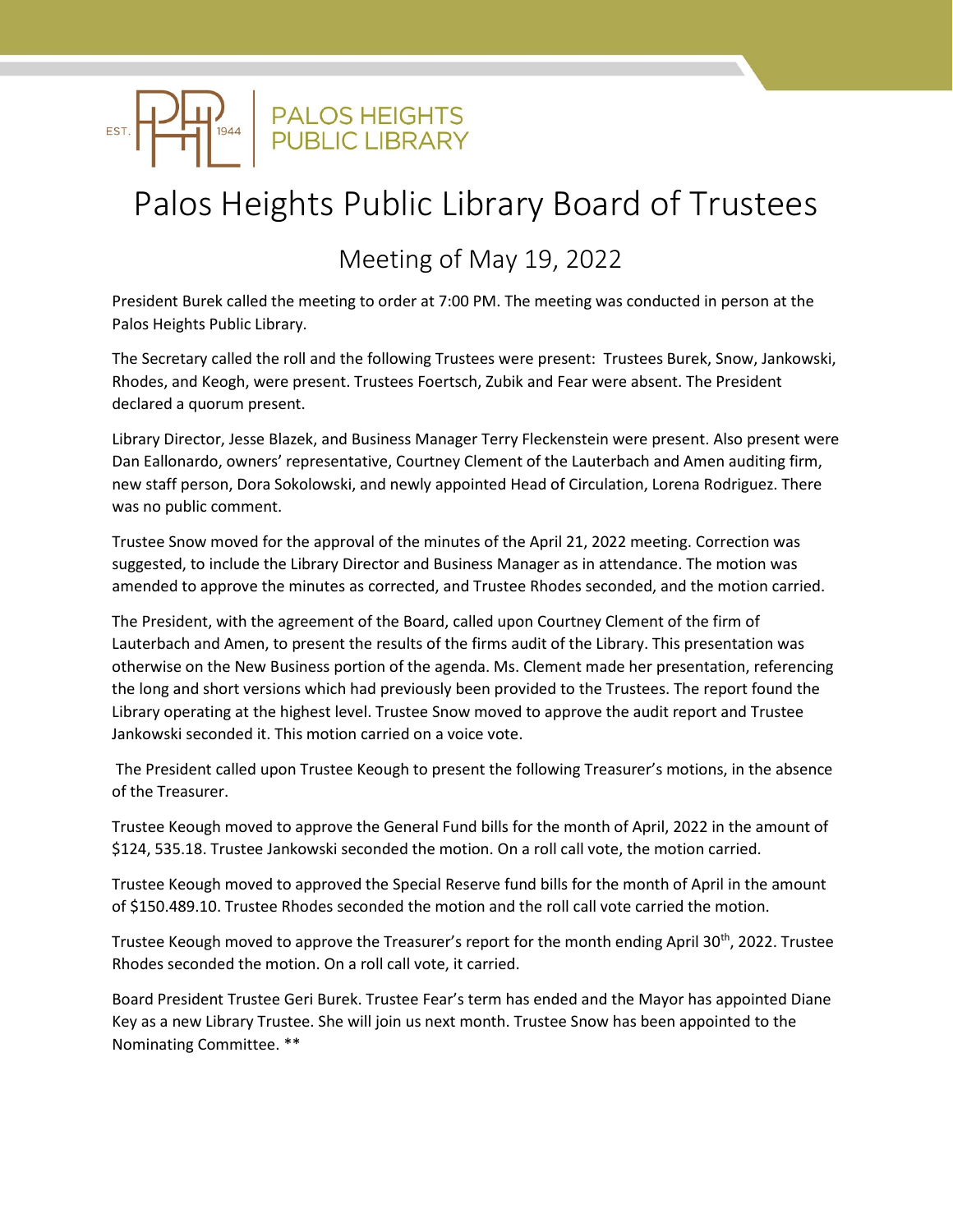PALOS HEIGHTS PUBLIC LIBRARY

EST. 1944

# Palos Heights Public Library Board of Trustees

## Meeting of May 19, 2022

President Burek called the meeting to order at 7:00 PM. The meeting was conducted in person at the Palos Heights Public Library.

The Secretary called the roll and the following Trustees were present: Trustees Burek, Snow, Jankowski, Rhodes, and Keogh, were present. Trustees Foertsch, Zubik and Fear were absent. The President declared a quorum present.

Library Director, Jesse Blazek, and Business Manager Terry Fleckenstein were present. Also present were Dan Eallonardo, owners' representative, Courtney Clement of the Lauterbach and Amen auditing firm, new staff person, Dora Sokolowski, and newly appointed Head of Circulation, Lorena Rodriguez. There was no public comment.

Trustee Snow moved for the approval of the minutes of the April 21, 2022 meeting. Correction was suggested, to include the Library Director and Business Manager as in attendance. The motion was amended to approve the minutes as corrected, and Trustee Rhodes seconded, and the motion carried.

The President, with the agreement of the Board, called upon Courtney Clement of the firm of Lauterbach and Amen, to present the results of the firms audit of the Library. This presentation was otherwise on the New Business portion of the agenda. Ms. Clement made her presentation, referencing the long and short versions which had previously been provided to the Trustees. The report found the Library operating at the highest level. Trustee Snow moved to approve the audit report and Trustee Jankowski seconded it. This motion carried on a voice vote.

The President called upon Trustee Keough to present the following Treasurer's motions, in the absence of the Treasurer.

Trustee Keough moved to approve the General Fund bills for the month of April, 2022 in the amount of $124, 535.18. Trustee Jankowski seconded the motion. On a roll call vote, the motion carried.

Trustee Keough moved to approved the Special Reserve fund bills for the month of April in the amount of $150.489.10. Trustee Rhodes seconded the motion and the roll call vote carried the motion.

Trustee Keough moved to approve the Treasurer's report for the month ending April 30th, 2022. Trustee Rhodes seconded the motion. On a roll call vote, it carried.

Board President Trustee Geri Burek. Trustee Fear's term has ended and the Mayor has appointed Diane Key as a new Library Trustee. She will join us next month. Trustee Snow has been appointed to the Nominating Committee. **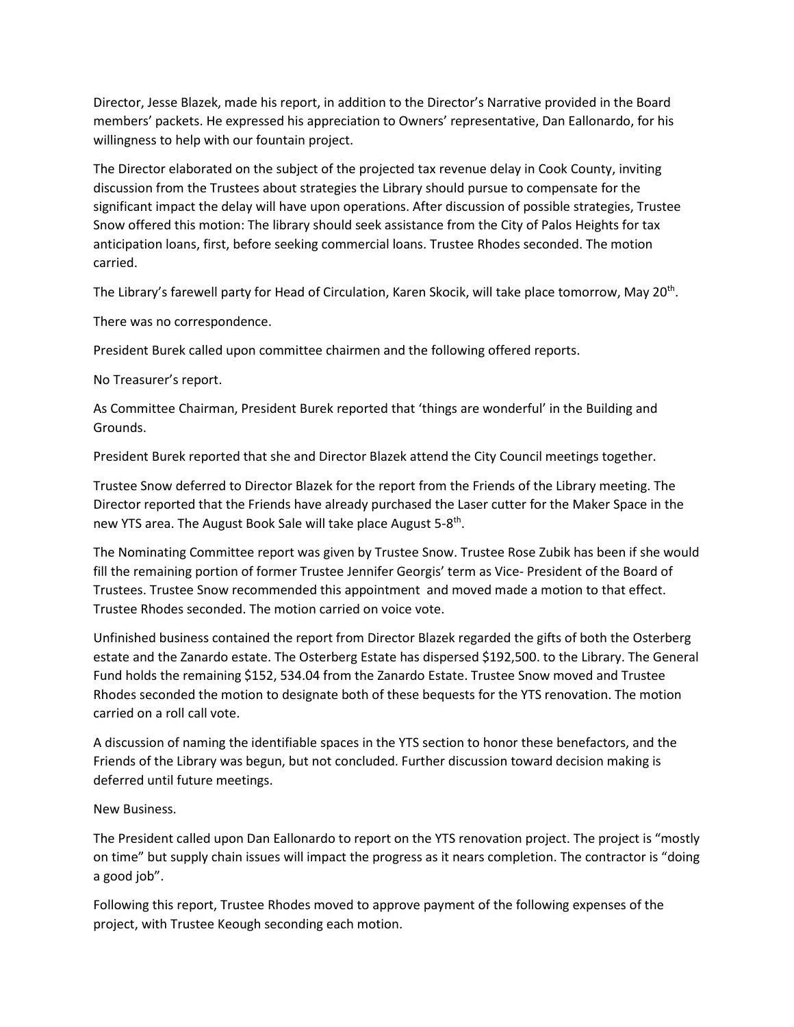Director, Jesse Blazek, made his report, in addition to the Director's Narrative provided in the Board members' packets. He expressed his appreciation to Owners' representative, Dan Eallonardo, for his willingness to help with our fountain project.

The Director elaborated on the subject of the projected tax revenue delay in Cook County, inviting discussion from the Trustees about strategies the Library should pursue to compensate for the significant impact the delay will have upon operations. After discussion of possible strategies, Trustee Snow offered this motion: The library should seek assistance from the City of Palos Heights for tax anticipation loans, first, before seeking commercial loans. Trustee Rhodes seconded. The motion carried.

The Library's farewell party for Head of Circulation, Karen Skocik, will take place tomorrow, May 20th.

There was no correspondence.

President Burek called upon committee chairmen and the following offered reports.

No Treasurer's report.

As Committee Chairman, President Burek reported that 'things are wonderful' in the Building and Grounds.

President Burek reported that she and Director Blazek attend the City Council meetings together.

Trustee Snow deferred to Director Blazek for the report from the Friends of the Library meeting. The Director reported that the Friends have already purchased the Laser cutter for the Maker Space in the new YTS area. The August Book Sale will take place August 5-8th.

The Nominating Committee report was given by Trustee Snow. Trustee Rose Zubik has been if she would fill the remaining portion of former Trustee Jennifer Georgis' term as Vice- President of the Board of Trustees. Trustee Snow recommended this appointment and moved made a motion to that effect. Trustee Rhodes seconded. The motion carried on voice vote.

Unfinished business contained the report from Director Blazek regarded the gifts of both the Osterberg estate and the Zanardo estate. The Osterberg Estate has dispersed $192,500. to the Library. The General Fund holds the remaining $152, 534.04 from the Zanardo Estate. Trustee Snow moved and Trustee Rhodes seconded the motion to designate both of these bequests for the YTS renovation. The motion carried on a roll call vote.

A discussion of naming the identifiable spaces in the YTS section to honor these benefactors, and the Friends of the Library was begun, but not concluded. Further discussion toward decision making is deferred until future meetings.

New Business.

The President called upon Dan Eallonardo to report on the YTS renovation project. The project is "mostly on time" but supply chain issues will impact the progress as it nears completion. The contractor is "doing a good job".

Following this report, Trustee Rhodes moved to approve payment of the following expenses of the project, with Trustee Keough seconding each motion.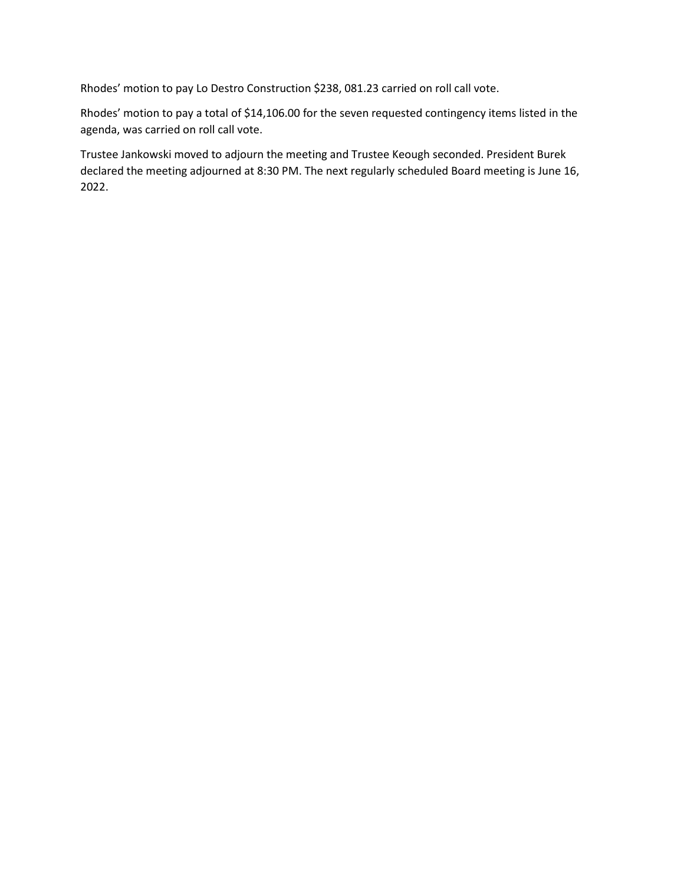Rhodes' motion to pay Lo Destro Construction $238, 081.23 carried on roll call vote.

Rhodes' motion to pay a total of $14,106.00 for the seven requested contingency items listed in the agenda, was carried on roll call vote.

Trustee Jankowski moved to adjourn the meeting and Trustee Keough seconded. President Burek declared the meeting adjourned at 8:30 PM. The next regularly scheduled Board meeting is June 16, 2022.